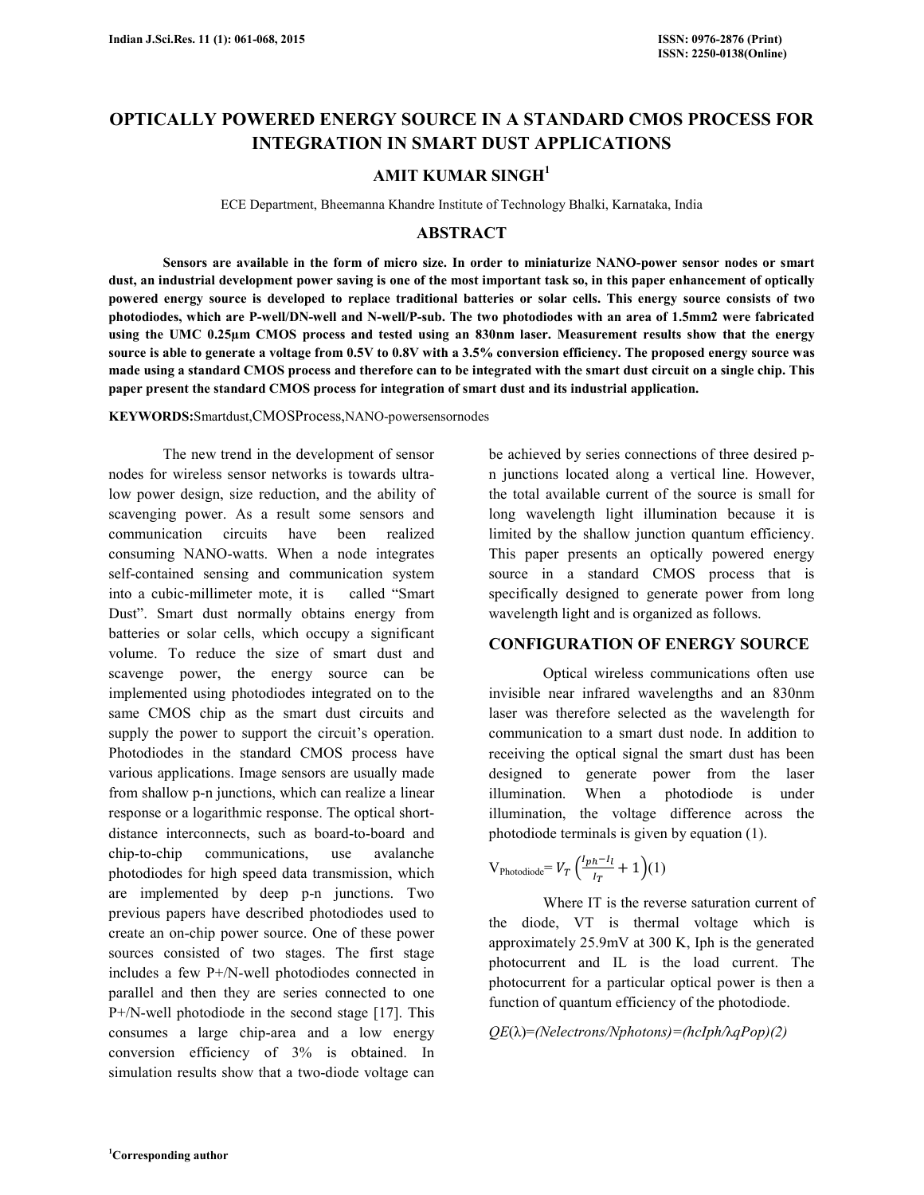# OPTICALLY POWERED ENERGY SOURCE IN A STANDARD CMOS PROCESS FOR INTEGRATION IN SMART DUST APPLICATIONS

## AMIT KUMAR SINGH[1]

ECE Department, Bheemanna Khandre Institute of Technology Bhalki, Karnataka, India

## ABSTRACT

**Sensors are available in the form of micro size. In order to miniaturize NANO-power sensor nodes or smart dust, an industrial development power saving is one of the most important task so, in this paper enhancement of optically powered energy source is developed to replace traditional batteries or solar cells. This energy source consists of two photodiodes, which are P-well/DN-well and N-well/P-sub. The two photodiodes with an area of 1.5mm2 were fabricated using the UMC 0.25µm CMOS process and tested using an 830nm laser. Measurement results show that the energy source is able to generate a voltage from 0.5V to 0.8V with a 3.5% conversion efficiency. The proposed energy source was made using a standard CMOS process and therefore can to be integrated with the smart dust circuit on a single chip. This paper present the standard CMOS process for integration of smart dust and its industrial application.**

**KEYWORDS:**Smartdust,CMOSProcess,NANO-powersensornodes

The new trend in the development of sensor nodes for wireless sensor networks is towards ultra-low power design, size reduction, and the ability of scavenging power. As a result some sensors and communication circuits have been realized consuming NANO-watts. When a node integrates self-contained sensing and communication system into a cubic-millimeter mote, it is called "Smart Dust". Smart dust normally obtains energy from batteries or solar cells, which occupy a significant volume. To reduce the size of smart dust and scavenge power, the energy source can be implemented using photodiodes integrated on to the same CMOS chip as the smart dust circuits and supply the power to support the circuit's operation. Photodiodes in the standard CMOS process have various applications. Image sensors are usually made from shallow p-n junctions, which can realize a linear response or a logarithmic response. The optical short-distance interconnects, such as board-to-board and chip-to-chip communications, use avalanche photodiodes for high speed data transmission, which are implemented by deep p-n junctions. Two previous papers have described photodiodes used to create an on-chip power source. One of these power sources consisted of two stages. The first stage includes a few P+/N-well photodiodes connected in parallel and then they are series connected to one P+/N-well photodiode in the second stage [17]. This consumes a large chip-area and a low energy conversion efficiency of 3% is obtained. In simulation results show that a two-diode voltage can be achieved by series connections of three desired p-n junctions located along a vertical line. However, the total available current of the source is small for long wavelength light illumination because it is limited by the shallow junction quantum efficiency. This paper presents an optically powered energy source in a standard CMOS process that is specifically designed to generate power from long wavelength light and is organized as follows.

## CONFIGURATION OF ENERGY SOURCE

Optical wireless communications often use invisible near infrared wavelengths and an 830nm laser was therefore selected as the wavelength for communication to a smart dust node. In addition to receiving the optical signal the smart dust has been designed to generate power from the laser illumination. When a photodiode is under illumination, the voltage difference across the photodiode terminals is given by equation (1).

$$V_{Photodiode} = V_T\left(\frac{I_{ph}-I_l}{I_T}+1\right) \quad (1)$$

Where IT is the reverse saturation current of the diode, VT is thermal voltage which is approximately 25.9mV at 300 K, Iph is the generated photocurrent and IL is the load current. The photocurrent for a particular optical power is then a function of quantum efficiency of the photodiode.

$$QE(\lambda) = (N_{electrons}/N_{photons}) = (hcI_{ph}/\lambda q P_{op}) \quad (2)$$

[1]Corresponding author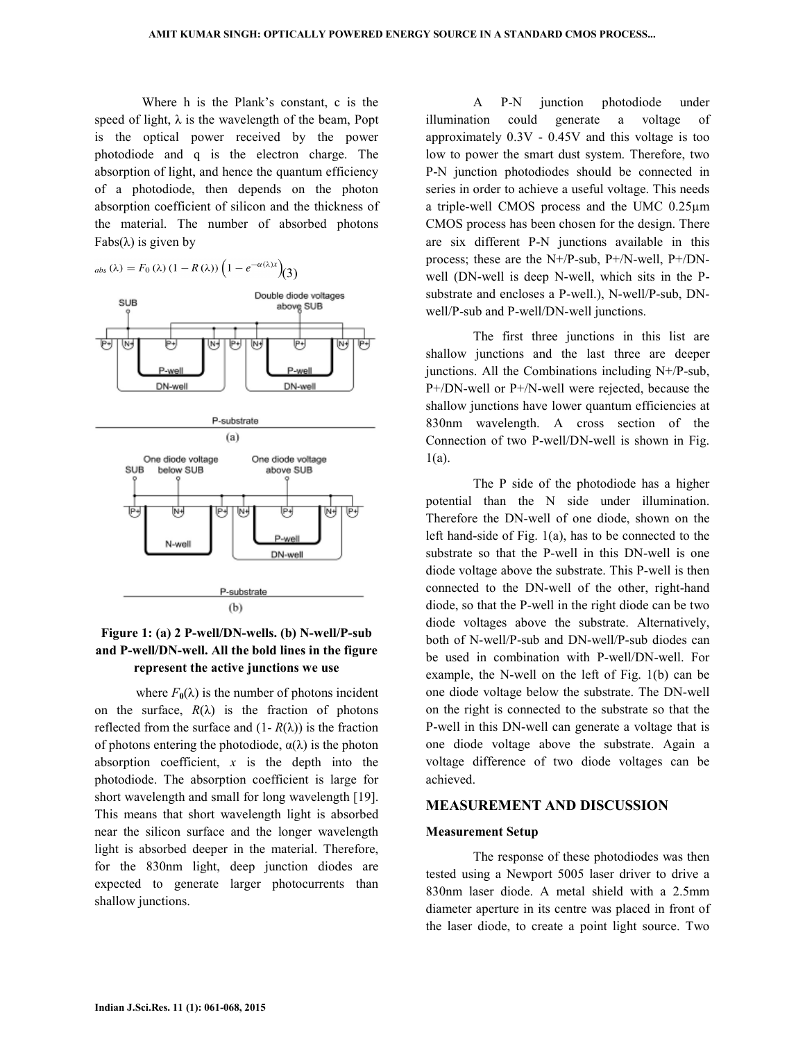Where h is the Plank's constant, c is the speed of light, λ is the wavelength of the beam, Popt is the optical power received by the power photodiode and q is the electron charge. The absorption of light, and hence the quantum efficiency of a photodiode, then depends on the photon absorption coefficient of silicon and the thickness of the material. The number of absorbed photons Fabs(λ) is given by

$$F_{abs}(\lambda) = F_0(\lambda)\,(1 - R(\lambda))\left(1 - e^{-\alpha(\lambda)x}\right) \quad (3)$$

**Figure 1: (a) 2 P-well/DN-wells. (b) N-well/P-sub and P-well/DN-well. All the bold lines in the figure represent the active junctions we use**

where $F_0(\lambda)$ is the number of photons incident on the surface, $R(\lambda)$ is the fraction of photons reflected from the surface and $(1 - R(\lambda))$ is the fraction of photons entering the photodiode, $\alpha(\lambda)$ is the photon absorption coefficient, $x$ is the depth into the photodiode. The absorption coefficient is large for short wavelength and small for long wavelength [19]. This means that short wavelength light is absorbed near the silicon surface and the longer wavelength light is absorbed deeper in the material. Therefore, for the 830nm light, deep junction diodes are expected to generate larger photocurrents than shallow junctions.

A P-N junction photodiode under illumination could generate a voltage of approximately 0.3V - 0.45V and this voltage is too low to power the smart dust system. Therefore, two P-N junction photodiodes should be connected in series in order to achieve a useful voltage. This needs a triple-well CMOS process and the UMC 0.25μm CMOS process has been chosen for the design. There are six different P-N junctions available in this process; these are the N+/P-sub, P+/N-well, P+/DN-well (DN-well is deep N-well, which sits in the P-substrate and encloses a P-well.), N-well/P-sub, DN-well/P-sub and P-well/DN-well junctions.

The first three junctions in this list are shallow junctions and the last three are deeper junctions. All the Combinations including N+/P-sub, P+/DN-well or P+/N-well were rejected, because the shallow junctions have lower quantum efficiencies at 830nm wavelength. A cross section of the Connection of two P-well/DN-well is shown in Fig. 1(a).

The P side of the photodiode has a higher potential than the N side under illumination. Therefore the DN-well of one diode, shown on the left hand-side of Fig. 1(a), has to be connected to the substrate so that the P-well in this DN-well is one diode voltage above the substrate. This P-well is then connected to the DN-well of the other, right-hand diode, so that the P-well in the right diode can be two diode voltages above the substrate. Alternatively, both of N-well/P-sub and DN-well/P-sub diodes can be used in combination with P-well/DN-well. For example, the N-well on the left of Fig. 1(b) can be one diode voltage below the substrate. The DN-well on the right is connected to the substrate so that the P-well in this DN-well can generate a voltage that is one diode voltage above the substrate. Again a voltage difference of two diode voltages can be achieved.

## MEASUREMENT AND DISCUSSION

### Measurement Setup

The response of these photodiodes was then tested using a Newport 5005 laser driver to drive a 830nm laser diode. A metal shield with a 2.5mm diameter aperture in its centre was placed in front of the laser diode, to create a point light source. Two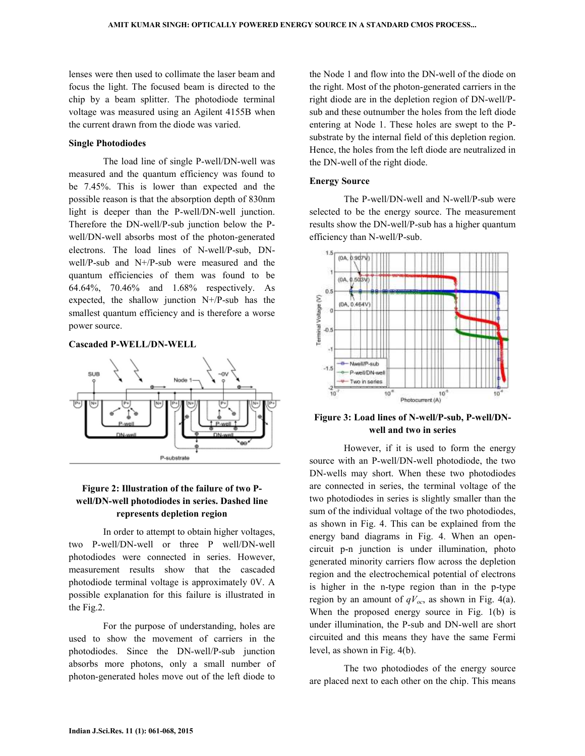lenses were then used to collimate the laser beam and focus the light. The focused beam is directed to the chip by a beam splitter. The photodiode terminal voltage was measured using an Agilent 4155B when the current drawn from the diode was varied.

**Single Photodiodes**

The load line of single P-well/DN-well was measured and the quantum efficiency was found to be 7.45%. This is lower than expected and the possible reason is that the absorption depth of 830nm light is deeper than the P-well/DN-well junction. Therefore the DN-well/P-sub junction below the P-well/DN-well absorbs most of the photon-generated electrons. The load lines of N-well/P-sub, DN-well/P-sub and N+/P-sub were measured and the quantum efficiencies of them was found to be 64.64%, 70.46% and 1.68% respectively. As expected, the shallow junction N+/P-sub has the smallest quantum efficiency and is therefore a worse power source.

**Cascaded P-WELL/DN-WELL**

**Figure 2: Illustration of the failure of two P-well/DN-well photodiodes in series. Dashed line represents depletion region**

In order to attempt to obtain higher voltages, two P-well/DN-well or three P well/DN-well photodiodes were connected in series. However, measurement results show that the cascaded photodiode terminal voltage is approximately 0V. A possible explanation for this failure is illustrated in the Fig.2.

For the purpose of understanding, holes are used to show the movement of carriers in the photodiodes. Since the DN-well/P-sub junction absorbs more photons, only a small number of photon-generated holes move out of the left diode to the Node 1 and flow into the DN-well of the diode on the right. Most of the photon-generated carriers in the right diode are in the depletion region of DN-well/P-sub and these outnumber the holes from the left diode entering at Node 1. These holes are swept to the P-substrate by the internal field of this depletion region. Hence, the holes from the left diode are neutralized in the DN-well of the right diode.

**Energy Source**

The P-well/DN-well and N-well/P-sub were selected to be the energy source. The measurement results show the DN-well/P-sub has a higher quantum efficiency than N-well/P-sub.

**Figure 3: Load lines of N-well/P-sub, P-well/DN-well and two in series**

However, if it is used to form the energy source with an P-well/DN-well photodiode, the two DN-wells may short. When these two photodiodes are connected in series, the terminal voltage of the two photodiodes in series is slightly smaller than the sum of the individual voltage of the two photodiodes, as shown in Fig. 4. This can be explained from the energy band diagrams in Fig. 4. When an open-circuit p-n junction is under illumination, photo generated minority carriers flow across the depletion region and the electrochemical potential of electrons is higher in the n-type region than in the p-type region by an amount of $qV_{oc}$, as shown in Fig. 4(a). When the proposed energy source in Fig. 1(b) is under illumination, the P-sub and DN-well are short circuited and this means they have the same Fermi level, as shown in Fig. 4(b).

The two photodiodes of the energy source are placed next to each other on the chip. This means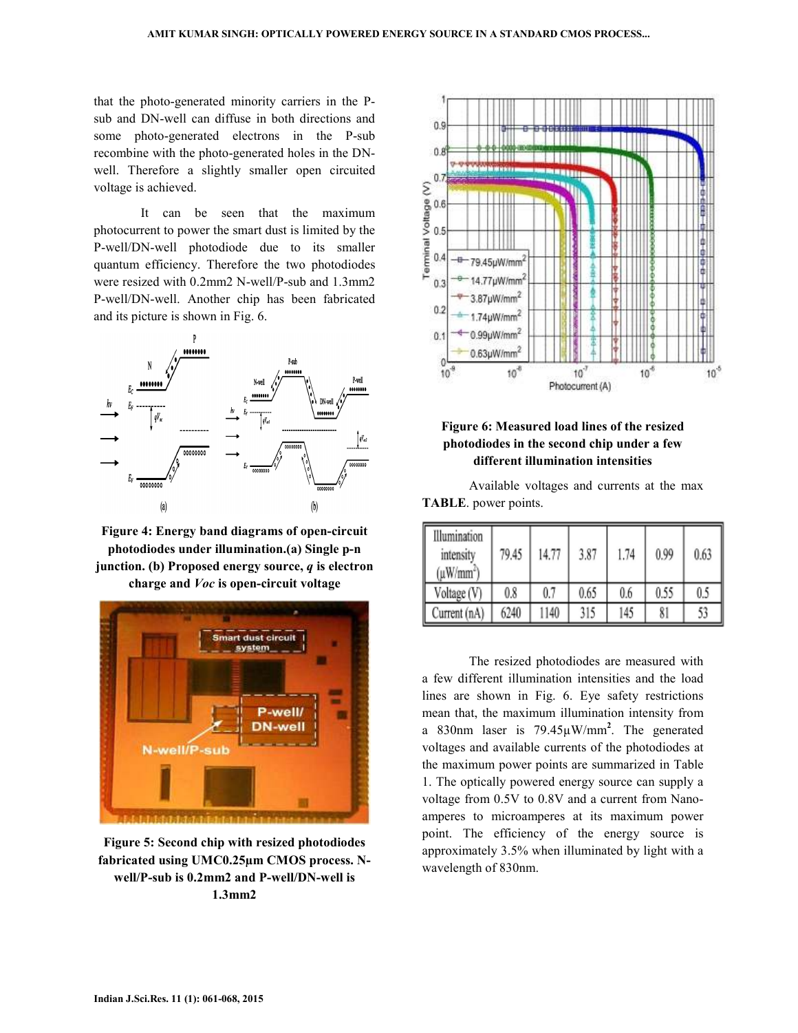that the photo-generated minority carriers in the P-sub and DN-well can diffuse in both directions and some photo-generated electrons in the P-sub recombine with the photo-generated holes in the DN-well. Therefore a slightly smaller open circuited voltage is achieved.

It can be seen that the maximum photocurrent to power the smart dust is limited by the P-well/DN-well photodiode due to its smaller quantum efficiency. Therefore the two photodiodes were resized with 0.2mm2 N-well/P-sub and 1.3mm2 P-well/DN-well. Another chip has been fabricated and its picture is shown in Fig. 6.

**Figure 4: Energy band diagrams of open-circuit photodiodes under illumination.(a) Single p-n junction. (b) Proposed energy source, *q* is electron charge and *Voc* is open-circuit voltage**

**Figure 5: Second chip with resized photodiodes fabricated using UMC0.25µm CMOS process. N-well/P-sub is 0.2mm2 and P-well/DN-well is 1.3mm2**

**Figure 6: Measured load lines of the resized photodiodes in the second chip under a few different illumination intensities**

**TABLE**. Available voltages and currents at the max power points.

| Illumination intensity (µW/mm$^2$) | 79.45 | 14.77 | 3.87 | 1.74 | 0.99 | 0.63 |
|---|---|---|---|---|---|---|
| Voltage (V) | 0.8 | 0.7 | 0.65 | 0.6 | 0.55 | 0.5 |
| Current (nA) | 6240 | 1140 | 315 | 145 | 81 | 53 |

The resized photodiodes are measured with a few different illumination intensities and the load lines are shown in Fig. 6. Eye safety restrictions mean that, the maximum illumination intensity from a 830nm laser is 79.45µW/mm$^2$. The generated voltages and available currents of the photodiodes at the maximum power points are summarized in Table 1. The optically powered energy source can supply a voltage from 0.5V to 0.8V and a current from Nano-amperes to microamperes at its maximum power point. The efficiency of the energy source is approximately 3.5% when illuminated by light with a wavelength of 830nm.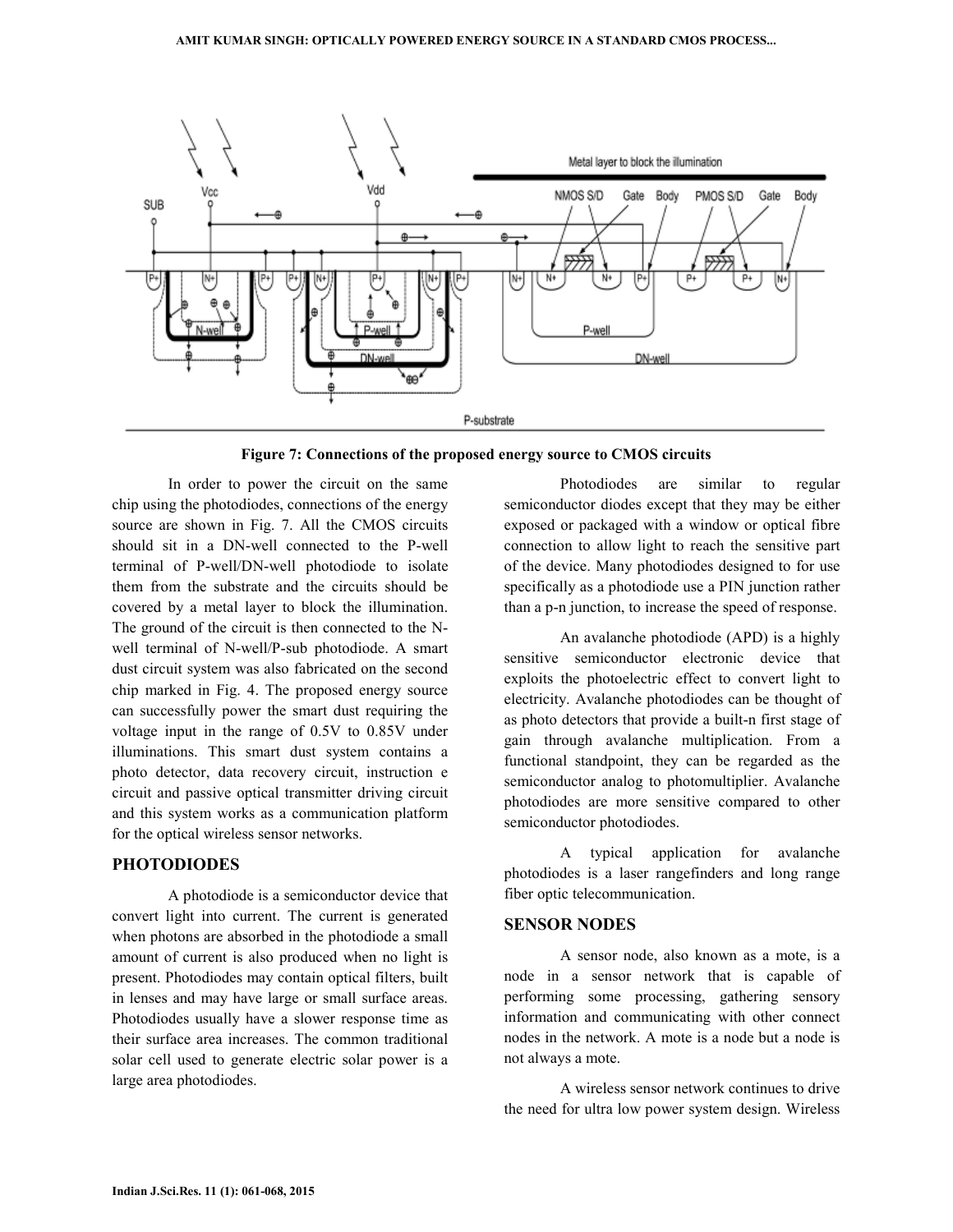Figure 7: Connections of the proposed energy source to CMOS circuits

In order to power the circuit on the same chip using the photodiodes, connections of the energy source are shown in Fig. 7. All the CMOS circuits should sit in a DN-well connected to the P-well terminal of P-well/DN-well photodiode to isolate them from the substrate and the circuits should be covered by a metal layer to block the illumination. The ground of the circuit is then connected to the N-well terminal of N-well/P-sub photodiode. A smart dust circuit system was also fabricated on the second chip marked in Fig. 4. The proposed energy source can successfully power the smart dust requiring the voltage input in the range of 0.5V to 0.85V under illuminations. This smart dust system contains a photo detector, data recovery circuit, instruction e circuit and passive optical transmitter driving circuit and this system works as a communication platform for the optical wireless sensor networks.

## PHOTODIODES

A photodiode is a semiconductor device that convert light into current. The current is generated when photons are absorbed in the photodiode a small amount of current is also produced when no light is present. Photodiodes may contain optical filters, built in lenses and may have large or small surface areas. Photodiodes usually have a slower response time as their surface area increases. The common traditional solar cell used to generate electric solar power is a large area photodiodes.

Photodiodes are similar to regular semiconductor diodes except that they may be either exposed or packaged with a window or optical fibre connection to allow light to reach the sensitive part of the device. Many photodiodes designed to for use specifically as a photodiode use a PIN junction rather than a p-n junction, to increase the speed of response.

An avalanche photodiode (APD) is a highly sensitive semiconductor electronic device that exploits the photoelectric effect to convert light to electricity. Avalanche photodiodes can be thought of as photo detectors that provide a built-n first stage of gain through avalanche multiplication. From a functional standpoint, they can be regarded as the semiconductor analog to photomultiplier. Avalanche photodiodes are more sensitive compared to other semiconductor photodiodes.

A typical application for avalanche photodiodes is a laser rangefinders and long range fiber optic telecommunication.

## SENSOR NODES

A sensor node, also known as a mote, is a node in a sensor network that is capable of performing some processing, gathering sensory information and communicating with other connect nodes in the network. A mote is a node but a node is not always a mote.

A wireless sensor network continues to drive the need for ultra low power system design. Wireless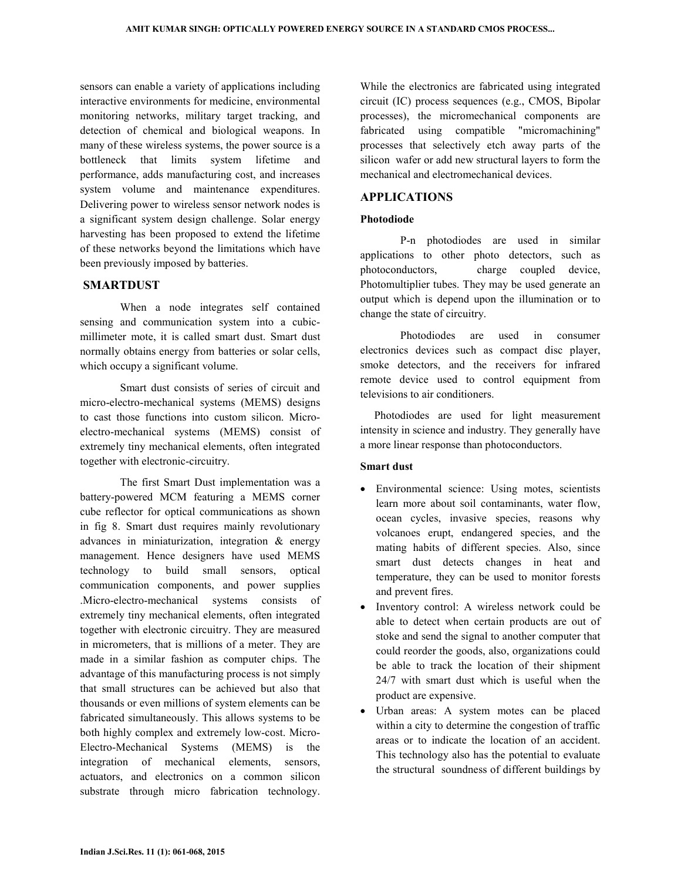sensors can enable a variety of applications including interactive environments for medicine, environmental monitoring networks, military target tracking, and detection of chemical and biological weapons. In many of these wireless systems, the power source is a bottleneck that limits system lifetime and performance, adds manufacturing cost, and increases system volume and maintenance expenditures. Delivering power to wireless sensor network nodes is a significant system design challenge. Solar energy harvesting has been proposed to extend the lifetime of these networks beyond the limitations which have been previously imposed by batteries.

## SMARTDUST

When a node integrates self contained sensing and communication system into a cubic-millimeter mote, it is called smart dust. Smart dust normally obtains energy from batteries or solar cells, which occupy a significant volume.

Smart dust consists of series of circuit and micro-electro-mechanical systems (MEMS) designs to cast those functions into custom silicon. Micro-electro-mechanical systems (MEMS) consist of extremely tiny mechanical elements, often integrated together with electronic-circuitry.

The first Smart Dust implementation was a battery-powered MCM featuring a MEMS corner cube reflector for optical communications as shown in fig 8. Smart dust requires mainly revolutionary advances in miniaturization, integration & energy management. Hence designers have used MEMS technology to build small sensors, optical communication components, and power supplies .Micro-electro-mechanical systems consists of extremely tiny mechanical elements, often integrated together with electronic circuitry. They are measured in micrometers, that is millions of a meter. They are made in a similar fashion as computer chips. The advantage of this manufacturing process is not simply that small structures can be achieved but also that thousands or even millions of system elements can be fabricated simultaneously. This allows systems to be both highly complex and extremely low-cost. Micro-Electro-Mechanical Systems (MEMS) is the integration of mechanical elements, sensors, actuators, and electronics on a common silicon substrate through micro fabrication technology. While the electronics are fabricated using integrated circuit (IC) process sequences (e.g., CMOS, Bipolar processes), the micromechanical components are fabricated using compatible "micromachining" processes that selectively etch away parts of the silicon wafer or add new structural layers to form the mechanical and electromechanical devices.

## APPLICATIONS

### Photodiode

P-n photodiodes are used in similar applications to other photo detectors, such as photoconductors, charge coupled device, Photomultiplier tubes. They may be used generate an output which is depend upon the illumination or to change the state of circuitry.

Photodiodes are used in consumer electronics devices such as compact disc player, smoke detectors, and the receivers for infrared remote device used to control equipment from televisions to air conditioners.

Photodiodes are used for light measurement intensity in science and industry. They generally have a more linear response than photoconductors.

### Smart dust

- Environmental science: Using motes, scientists learn more about soil contaminants, water flow, ocean cycles, invasive species, reasons why volcanoes erupt, endangered species, and the mating habits of different species. Also, since smart dust detects changes in heat and temperature, they can be used to monitor forests and prevent fires.
- Inventory control: A wireless network could be able to detect when certain products are out of stoke and send the signal to another computer that could reorder the goods, also, organizations could be able to track the location of their shipment 24/7 with smart dust which is useful when the product are expensive.
- Urban areas: A system motes can be placed within a city to determine the congestion of traffic areas or to indicate the location of an accident. This technology also has the potential to evaluate the structural soundness of different buildings by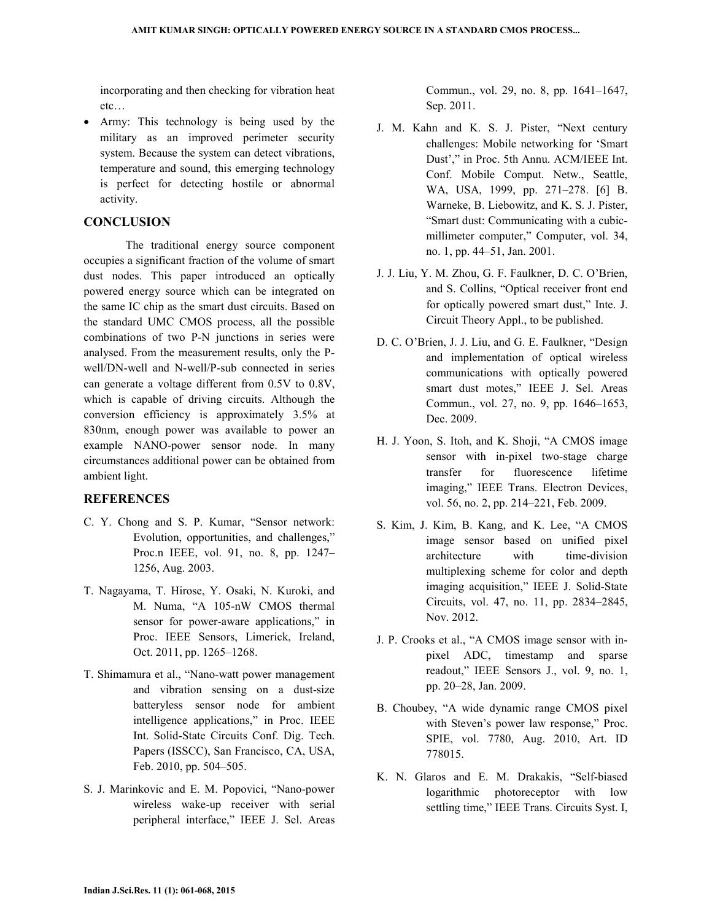incorporating and then checking for vibration heat etc…

- Army: This technology is being used by the military as an improved perimeter security system. Because the system can detect vibrations, temperature and sound, this emerging technology is perfect for detecting hostile or abnormal activity.

## CONCLUSION

The traditional energy source component occupies a significant fraction of the volume of smart dust nodes. This paper introduced an optically powered energy source which can be integrated on the same IC chip as the smart dust circuits. Based on the standard UMC CMOS process, all the possible combinations of two P-N junctions in series were analysed. From the measurement results, only the P-well/DN-well and N-well/P-sub connected in series can generate a voltage different from 0.5V to 0.8V, which is capable of driving circuits. Although the conversion efficiency is approximately 3.5% at 830nm, enough power was available to power an example NANO-power sensor node. In many circumstances additional power can be obtained from ambient light.

## REFERENCES

C. Y. Chong and S. P. Kumar, "Sensor network: Evolution, opportunities, and challenges," Proc.n IEEE, vol. 91, no. 8, pp. 1247–1256, Aug. 2003.

T. Nagayama, T. Hirose, Y. Osaki, N. Kuroki, and M. Numa, "A 105-nW CMOS thermal sensor for power-aware applications," in Proc. IEEE Sensors, Limerick, Ireland, Oct. 2011, pp. 1265–1268.

T. Shimamura et al., "Nano-watt power management and vibration sensing on a dust-size batteryless sensor node for ambient intelligence applications," in Proc. IEEE Int. Solid-State Circuits Conf. Dig. Tech. Papers (ISSCC), San Francisco, CA, USA, Feb. 2010, pp. 504–505.

S. J. Marinkovic and E. M. Popovici, "Nano-power wireless wake-up receiver with serial peripheral interface," IEEE J. Sel. Areas Commun., vol. 29, no. 8, pp. 1641–1647, Sep. 2011.

J. M. Kahn and K. S. J. Pister, "Next century challenges: Mobile networking for 'Smart Dust'," in Proc. 5th Annu. ACM/IEEE Int. Conf. Mobile Comput. Netw., Seattle, WA, USA, 1999, pp. 271–278. [6] B. Warneke, B. Liebowitz, and K. S. J. Pister, "Smart dust: Communicating with a cubic-millimeter computer," Computer, vol. 34, no. 1, pp. 44–51, Jan. 2001.

J. J. Liu, Y. M. Zhou, G. F. Faulkner, D. C. O'Brien, and S. Collins, "Optical receiver front end for optically powered smart dust," Inte. J. Circuit Theory Appl., to be published.

D. C. O'Brien, J. J. Liu, and G. E. Faulkner, "Design and implementation of optical wireless communications with optically powered smart dust motes," IEEE J. Sel. Areas Commun., vol. 27, no. 9, pp. 1646–1653, Dec. 2009.

H. J. Yoon, S. Itoh, and K. Shoji, "A CMOS image sensor with in-pixel two-stage charge transfer for fluorescence lifetime imaging," IEEE Trans. Electron Devices, vol. 56, no. 2, pp. 214–221, Feb. 2009.

S. Kim, J. Kim, B. Kang, and K. Lee, "A CMOS image sensor based on unified pixel architecture with time-division multiplexing scheme for color and depth imaging acquisition," IEEE J. Solid-State Circuits, vol. 47, no. 11, pp. 2834–2845, Nov. 2012.

J. P. Crooks et al., "A CMOS image sensor with in-pixel ADC, timestamp and sparse readout," IEEE Sensors J., vol. 9, no. 1, pp. 20–28, Jan. 2009.

B. Choubey, "A wide dynamic range CMOS pixel with Steven's power law response," Proc. SPIE, vol. 7780, Aug. 2010, Art. ID 778015.

K. N. Glaros and E. M. Drakakis, "Self-biased logarithmic photoreceptor with low settling time," IEEE Trans. Circuits Syst. I,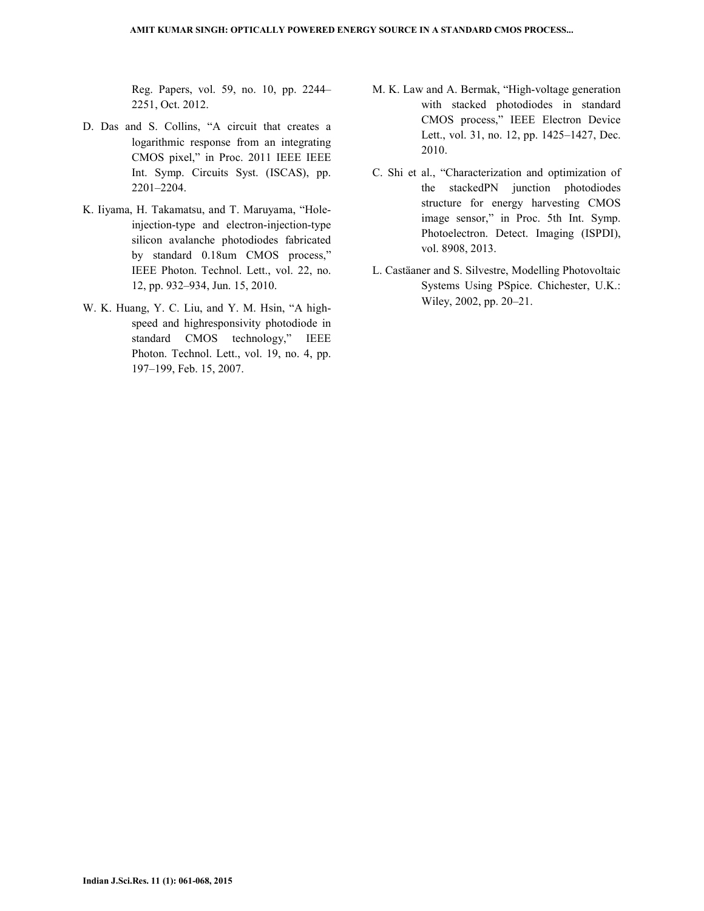Reg. Papers, vol. 59, no. 10, pp. 2244–2251, Oct. 2012.

D. Das and S. Collins, "A circuit that creates a logarithmic response from an integrating CMOS pixel," in Proc. 2011 IEEE IEEE Int. Symp. Circuits Syst. (ISCAS), pp. 2201–2204.

K. Iiyama, H. Takamatsu, and T. Maruyama, "Hole-injection-type and electron-injection-type silicon avalanche photodiodes fabricated by standard 0.18um CMOS process," IEEE Photon. Technol. Lett., vol. 22, no. 12, pp. 932–934, Jun. 15, 2010.

W. K. Huang, Y. C. Liu, and Y. M. Hsin, "A high-speed and highresponsivity photodiode in standard CMOS technology," IEEE Photon. Technol. Lett., vol. 19, no. 4, pp. 197–199, Feb. 15, 2007.

M. K. Law and A. Bermak, "High-voltage generation with stacked photodiodes in standard CMOS process," IEEE Electron Device Lett., vol. 31, no. 12, pp. 1425–1427, Dec. 2010.

C. Shi et al., "Characterization and optimization of the stackedPN junction photodiodes structure for energy harvesting CMOS image sensor," in Proc. 5th Int. Symp. Photoelectron. Detect. Imaging (ISPDI), vol. 8908, 2013.

L. Castäaner and S. Silvestre, Modelling Photovoltaic Systems Using PSpice. Chichester, U.K.: Wiley, 2002, pp. 20–21.